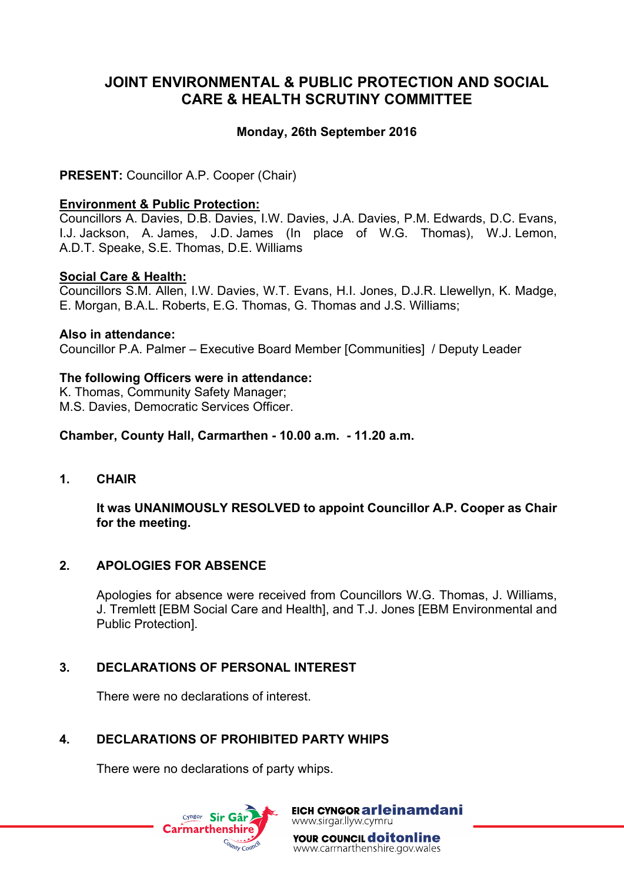# JOINT ENVIRONMENTAL & PUBLIC PROTECTION AND SOCIAL CARE & HEALTH SCRUTINY COMMITTEE

**Monday, 26th September 2016**

**PRESENT:** Councillor A.P. Cooper (Chair)

**Environment & Public Protection:**
Councillors A. Davies, D.B. Davies, I.W. Davies, J.A. Davies, P.M. Edwards, D.C. Evans, I.J. Jackson, A. James, J.D. James (In place of W.G. Thomas), W.J. Lemon, A.D.T. Speake, S.E. Thomas, D.E. Williams

**Social Care & Health:**
Councillors S.M. Allen, I.W. Davies, W.T. Evans, H.I. Jones, D.J.R. Llewellyn, K. Madge, E. Morgan, B.A.L. Roberts, E.G. Thomas, G. Thomas and J.S. Williams;

**Also in attendance:**
Councillor P.A. Palmer – Executive Board Member [Communities] / Deputy Leader

**The following Officers were in attendance:**
K. Thomas, Community Safety Manager;
M.S. Davies, Democratic Services Officer.

**Chamber, County Hall, Carmarthen - 10.00 a.m. - 11.20 a.m.**

## 1. CHAIR

**It was UNANIMOUSLY RESOLVED to appoint Councillor A.P. Cooper as Chair for the meeting.**

## 2. APOLOGIES FOR ABSENCE

Apologies for absence were received from Councillors W.G. Thomas, J. Williams, J. Tremlett [EBM Social Care and Health], and T.J. Jones [EBM Environmental and Public Protection].

## 3. DECLARATIONS OF PERSONAL INTEREST

There were no declarations of interest.

## 4. DECLARATIONS OF PROHIBITED PARTY WHIPS

There were no declarations of party whips.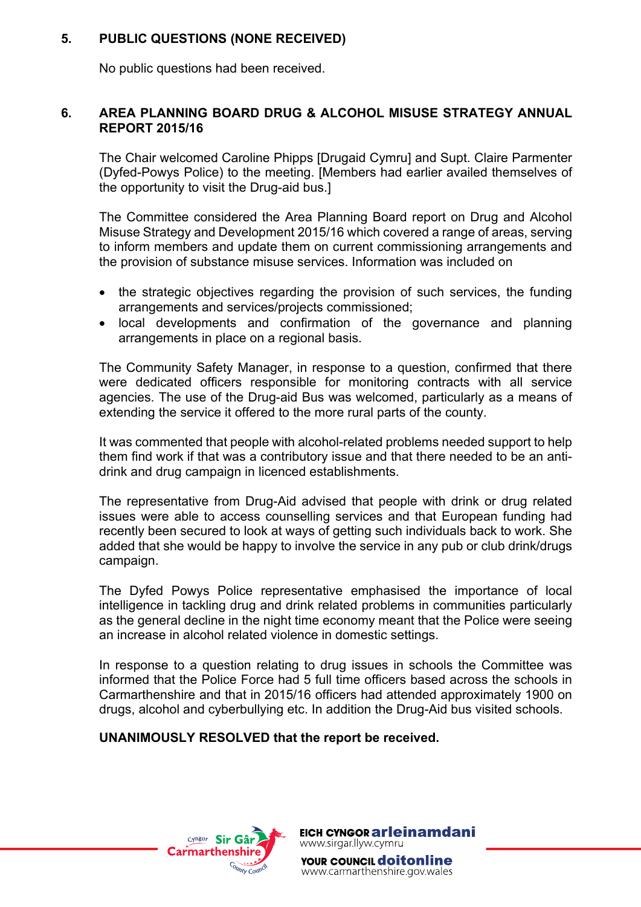## 5. PUBLIC QUESTIONS (NONE RECEIVED)

No public questions had been received.

## 6. AREA PLANNING BOARD DRUG & ALCOHOL MISUSE STRATEGY ANNUAL REPORT 2015/16

The Chair welcomed Caroline Phipps [Drugaid Cymru] and Supt. Claire Parmenter (Dyfed-Powys Police) to the meeting. [Members had earlier availed themselves of the opportunity to visit the Drug-aid bus.]

The Committee considered the Area Planning Board report on Drug and Alcohol Misuse Strategy and Development 2015/16 which covered a range of areas, serving to inform members and update them on current commissioning arrangements and the provision of substance misuse services. Information was included on

- the strategic objectives regarding the provision of such services, the funding arrangements and services/projects commissioned;
- local developments and confirmation of the governance and planning arrangements in place on a regional basis.

The Community Safety Manager, in response to a question, confirmed that there were dedicated officers responsible for monitoring contracts with all service agencies. The use of the Drug-aid Bus was welcomed, particularly as a means of extending the service it offered to the more rural parts of the county.

It was commented that people with alcohol-related problems needed support to help them find work if that was a contributory issue and that there needed to be an anti-drink and drug campaign in licenced establishments.

The representative from Drug-Aid advised that people with drink or drug related issues were able to access counselling services and that European funding had recently been secured to look at ways of getting such individuals back to work. She added that she would be happy to involve the service in any pub or club drink/drugs campaign.

The Dyfed Powys Police representative emphasised the importance of local intelligence in tackling drug and drink related problems in communities particularly as the general decline in the night time economy meant that the Police were seeing an increase in alcohol related violence in domestic settings.

In response to a question relating to drug issues in schools the Committee was informed that the Police Force had 5 full time officers based across the schools in Carmarthenshire and that in 2015/16 officers had attended approximately 1900 on drugs, alcohol and cyberbullying etc. In addition the Drug-Aid bus visited schools.

**UNANIMOUSLY RESOLVED that the report be received.**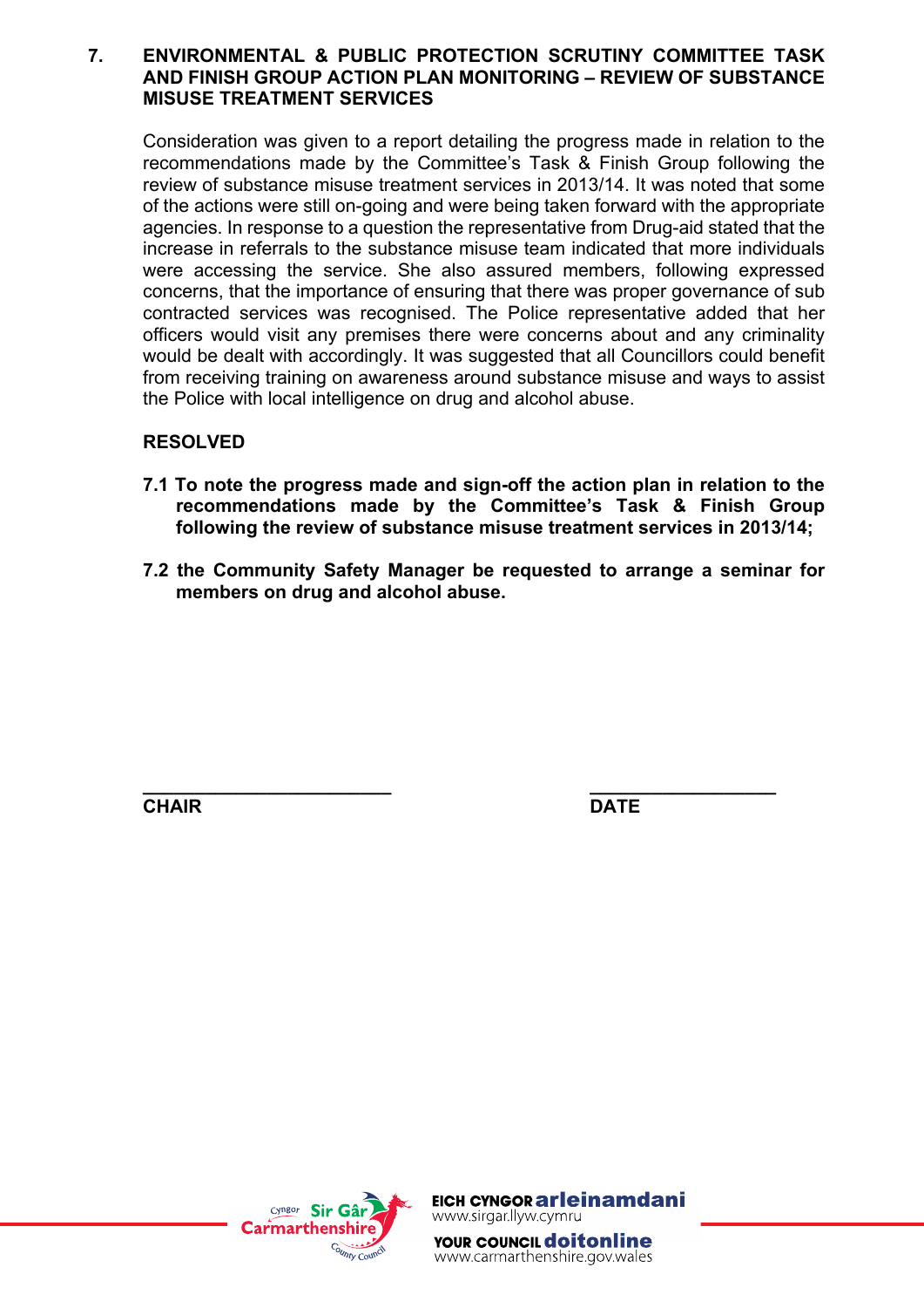## 7. ENVIRONMENTAL & PUBLIC PROTECTION SCRUTINY COMMITTEE TASK AND FINISH GROUP ACTION PLAN MONITORING – REVIEW OF SUBSTANCE MISUSE TREATMENT SERVICES

Consideration was given to a report detailing the progress made in relation to the recommendations made by the Committee's Task & Finish Group following the review of substance misuse treatment services in 2013/14. It was noted that some of the actions were still on-going and were being taken forward with the appropriate agencies. In response to a question the representative from Drug-aid stated that the increase in referrals to the substance misuse team indicated that more individuals were accessing the service. She also assured members, following expressed concerns, that the importance of ensuring that there was proper governance of sub contracted services was recognised. The Police representative added that her officers would visit any premises there were concerns about and any criminality would be dealt with accordingly. It was suggested that all Councillors could benefit from receiving training on awareness around substance misuse and ways to assist the Police with local intelligence on drug and alcohol abuse.

**RESOLVED**

**7.1 To note the progress made and sign-off the action plan in relation to the recommendations made by the Committee's Task & Finish Group following the review of substance misuse treatment services in 2013/14;**

**7.2 the Community Safety Manager be requested to arrange a seminar for members on drug and alcohol abuse.**

\_\_\_\_\_\_\_\_\_\_\_\_\_\_\_\_\_\_\_\_\_\_\_\_\_ \_\_\_\_\_\_\_\_\_\_\_\_\_\_\_\_\_\_\_

**CHAIR** **DATE**